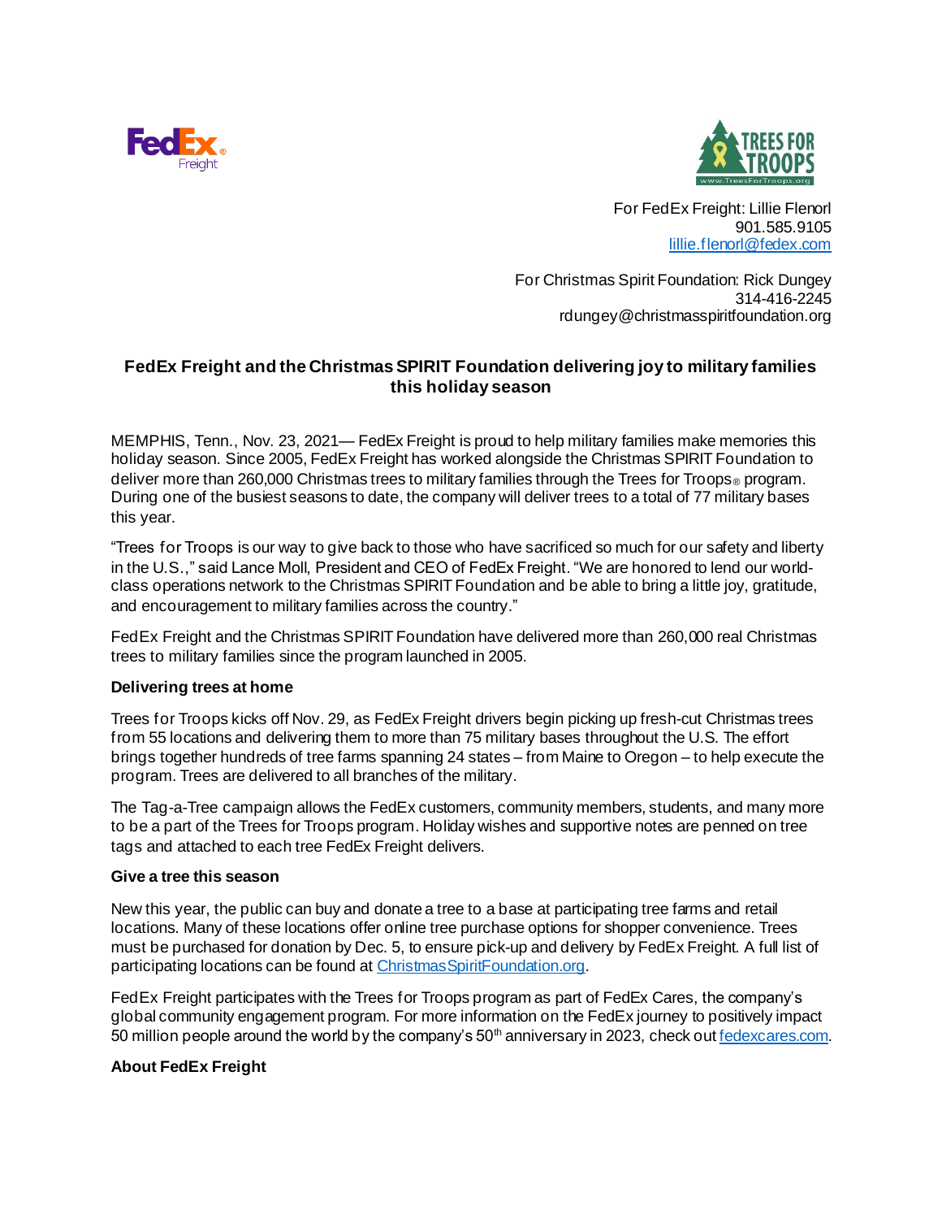For FedEx Freight: Lillie Flenorl
901.585.9105
lillie.flenorl@fedex.com

For Christmas Spirit Foundation: Rick Dungey
314-416-2245
rdungey@christmasspiritfoundation.org

## FedEx Freight and the Christmas SPIRIT Foundation delivering joy to military families this holiday season

MEMPHIS, Tenn., Nov. 23, 2021— FedEx Freight is proud to help military families make memories this holiday season. Since 2005, FedEx Freight has worked alongside the Christmas SPIRIT Foundation to deliver more than 260,000 Christmas trees to military families through the Trees for Troops® program. During one of the busiest seasons to date, the company will deliver trees to a total of 77 military bases this year.

"Trees for Troops is our way to give back to those who have sacrificed so much for our safety and liberty in the U.S.," said Lance Moll, President and CEO of FedEx Freight. "We are honored to lend our world-class operations network to the Christmas SPIRIT Foundation and be able to bring a little joy, gratitude, and encouragement to military families across the country."

FedEx Freight and the Christmas SPIRIT Foundation have delivered more than 260,000 real Christmas trees to military families since the program launched in 2005.

**Delivering trees at home**

Trees for Troops kicks off Nov. 29, as FedEx Freight drivers begin picking up fresh-cut Christmas trees from 55 locations and delivering them to more than 75 military bases throughout the U.S. The effort brings together hundreds of tree farms spanning 24 states – from Maine to Oregon – to help execute the program. Trees are delivered to all branches of the military.

The Tag-a-Tree campaign allows the FedEx customers, community members, students, and many more to be a part of the Trees for Troops program. Holiday wishes and supportive notes are penned on tree tags and attached to each tree FedEx Freight delivers.

**Give a tree this season**

New this year, the public can buy and donate a tree to a base at participating tree farms and retail locations. Many of these locations offer online tree purchase options for shopper convenience. Trees must be purchased for donation by Dec. 5, to ensure pick-up and delivery by FedEx Freight. A full list of participating locations can be found at ChristmasSpiritFoundation.org.

FedEx Freight participates with the Trees for Troops program as part of FedEx Cares, the company's global community engagement program. For more information on the FedEx journey to positively impact 50 million people around the world by the company's 50th anniversary in 2023, check out fedexcares.com.

**About FedEx Freight**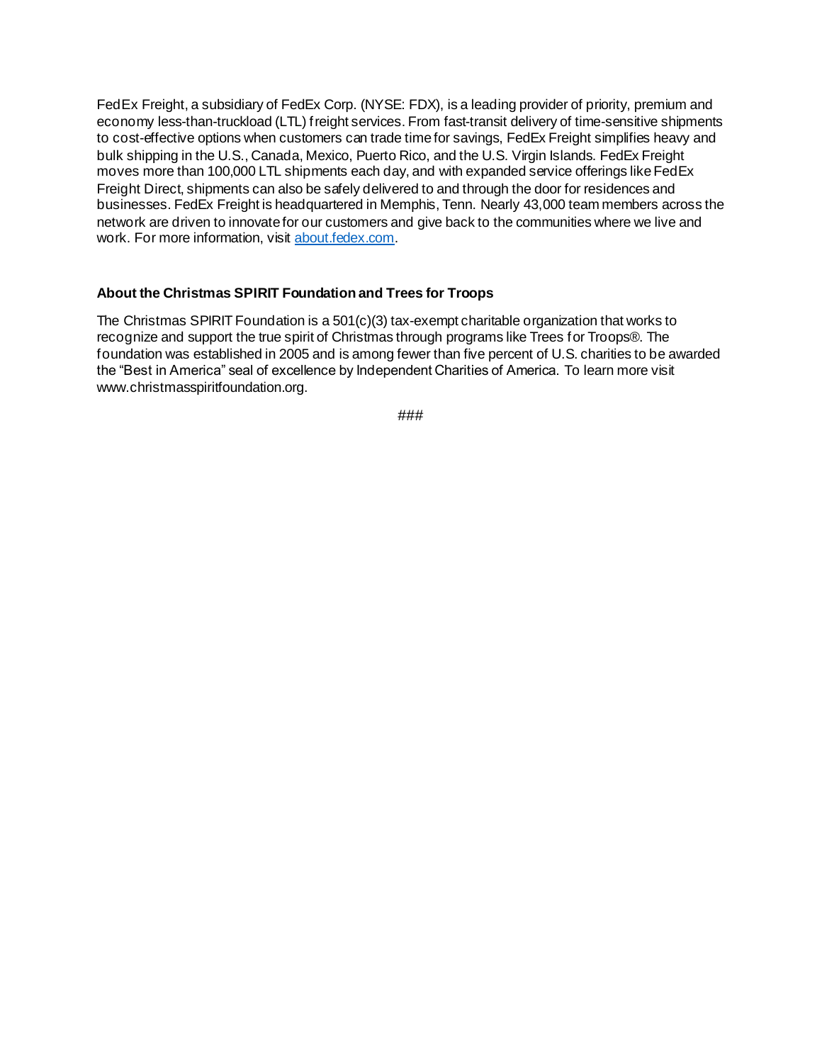FedEx Freight, a subsidiary of FedEx Corp. (NYSE: FDX), is a leading provider of priority, premium and economy less-than-truckload (LTL) freight services. From fast-transit delivery of time-sensitive shipments to cost-effective options when customers can trade time for savings, FedEx Freight simplifies heavy and bulk shipping in the U.S., Canada, Mexico, Puerto Rico, and the U.S. Virgin Islands. FedEx Freight moves more than 100,000 LTL shipments each day, and with expanded service offerings like FedEx Freight Direct, shipments can also be safely delivered to and through the door for residences and businesses. FedEx Freight is headquartered in Memphis, Tenn. Nearly 43,000 team members across the network are driven to innovate for our customers and give back to the communities where we live and work. For more information, visit [about.fedex.com](about.fedex.com).

**About the Christmas SPIRIT Foundation and Trees for Troops**

The Christmas SPIRIT Foundation is a 501(c)(3) tax-exempt charitable organization that works to recognize and support the true spirit of Christmas through programs like Trees for Troops®. The foundation was established in 2005 and is among fewer than five percent of U.S. charities to be awarded the "Best in America" seal of excellence by Independent Charities of America. To learn more visit www.christmasspiritfoundation.org.

###